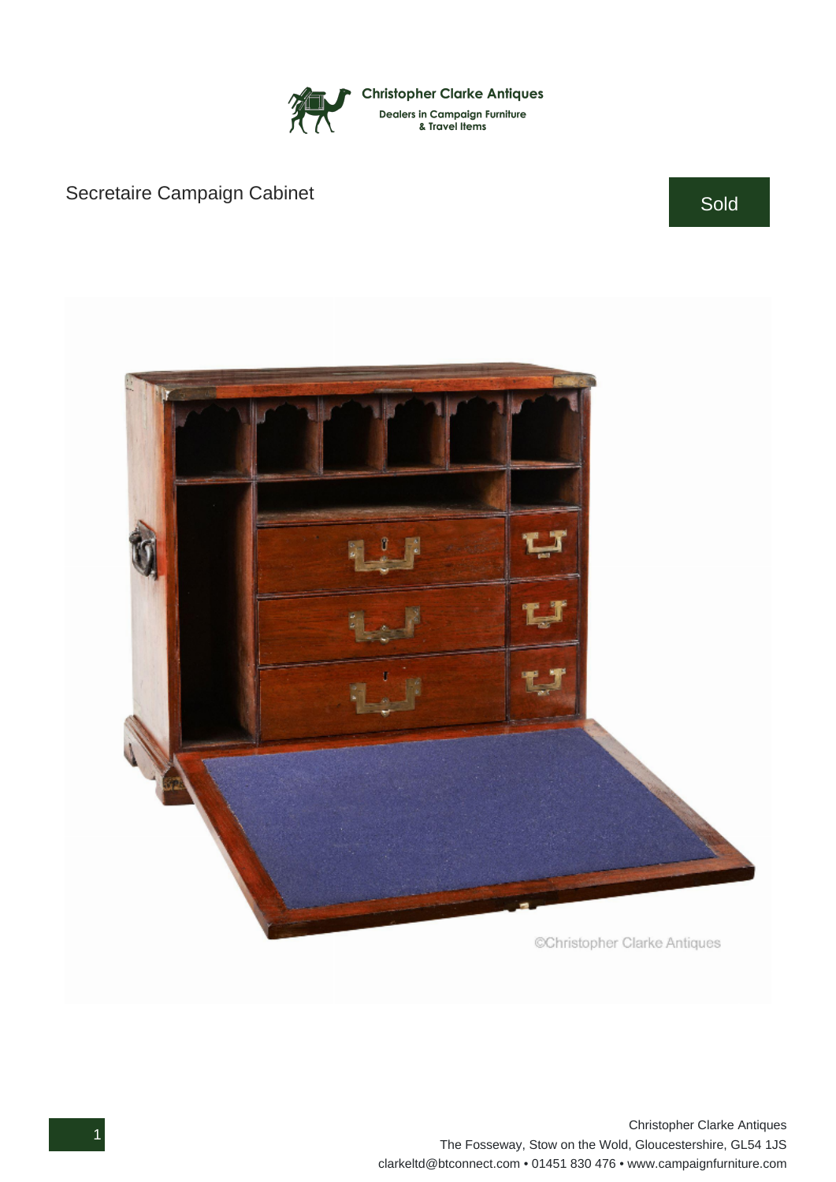Christopher Clarke Antiques

Dealers in Campaign Furniture & Travel Items

# Secretaire Campaign Cabinet

Sold

©Christopher Clarke Antiques

Christopher Clarke Antiques
The Fosseway, Stow on the Wold, Gloucestershire, GL54 1JS
clarkeltd@btconnect.com • 01451 830 476 • www.campaignfurniture.com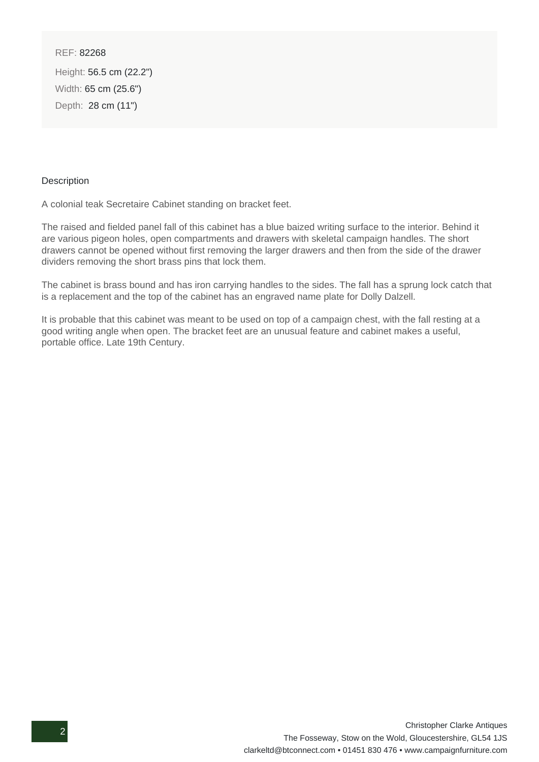REF: 82268

Height: 56.5 cm (22.2")

Width: 65 cm (25.6")

Depth: 28 cm (11")

## Description

A colonial teak Secretaire Cabinet standing on bracket feet.

The raised and fielded panel fall of this cabinet has a blue baized writing surface to the interior. Behind it are various pigeon holes, open compartments and drawers with skeletal campaign handles. The short drawers cannot be opened without first removing the larger drawers and then from the side of the drawer dividers removing the short brass pins that lock them.

The cabinet is brass bound and has iron carrying handles to the sides. The fall has a sprung lock catch that is a replacement and the top of the cabinet has an engraved name plate for Dolly Dalzell.

It is probable that this cabinet was meant to be used on top of a campaign chest, with the fall resting at a good writing angle when open. The bracket feet are an unusual feature and cabinet makes a useful, portable office. Late 19th Century.

Christopher Clarke Antiques
The Fosseway, Stow on the Wold, Gloucestershire, GL54 1JS
clarkeltd@btconnect.com • 01451 830 476 • www.campaignfurniture.com